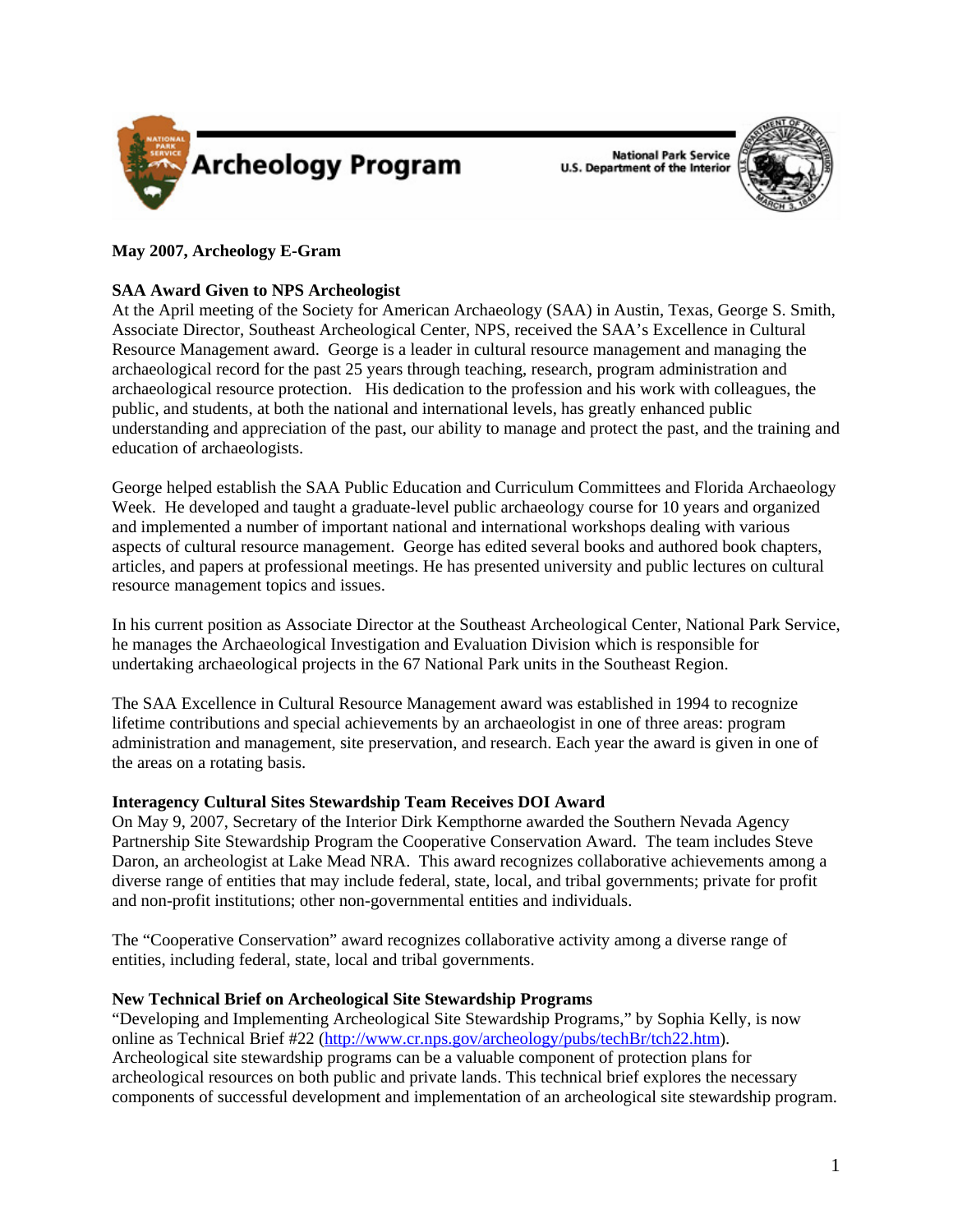Archeology Program

National Park Service
U.S. Department of the Interior

**May 2007, Archeology E-Gram**

**SAA Award Given to NPS Archeologist**

At the April meeting of the Society for American Archaeology (SAA) in Austin, Texas, George S. Smith, Associate Director, Southeast Archeological Center, NPS, received the SAA's Excellence in Cultural Resource Management award. George is a leader in cultural resource management and managing the archaeological record for the past 25 years through teaching, research, program administration and archaeological resource protection. His dedication to the profession and his work with colleagues, the public, and students, at both the national and international levels, has greatly enhanced public understanding and appreciation of the past, our ability to manage and protect the past, and the training and education of archaeologists.

George helped establish the SAA Public Education and Curriculum Committees and Florida Archaeology Week. He developed and taught a graduate-level public archaeology course for 10 years and organized and implemented a number of important national and international workshops dealing with various aspects of cultural resource management. George has edited several books and authored book chapters, articles, and papers at professional meetings. He has presented university and public lectures on cultural resource management topics and issues.

In his current position as Associate Director at the Southeast Archeological Center, National Park Service, he manages the Archaeological Investigation and Evaluation Division which is responsible for undertaking archaeological projects in the 67 National Park units in the Southeast Region.

The SAA Excellence in Cultural Resource Management award was established in 1994 to recognize lifetime contributions and special achievements by an archaeologist in one of three areas: program administration and management, site preservation, and research. Each year the award is given in one of the areas on a rotating basis.

**Interagency Cultural Sites Stewardship Team Receives DOI Award**

On May 9, 2007, Secretary of the Interior Dirk Kempthorne awarded the Southern Nevada Agency Partnership Site Stewardship Program the Cooperative Conservation Award. The team includes Steve Daron, an archeologist at Lake Mead NRA. This award recognizes collaborative achievements among a diverse range of entities that may include federal, state, local, and tribal governments; private for profit and non-profit institutions; other non-governmental entities and individuals.

The "Cooperative Conservation" award recognizes collaborative activity among a diverse range of entities, including federal, state, local and tribal governments.

**New Technical Brief on Archeological Site Stewardship Programs**

"Developing and Implementing Archeological Site Stewardship Programs," by Sophia Kelly, is now online as Technical Brief #22 (http://www.cr.nps.gov/archeology/pubs/techBr/tch22.htm). Archeological site stewardship programs can be a valuable component of protection plans for archeological resources on both public and private lands. This technical brief explores the necessary components of successful development and implementation of an archeological site stewardship program.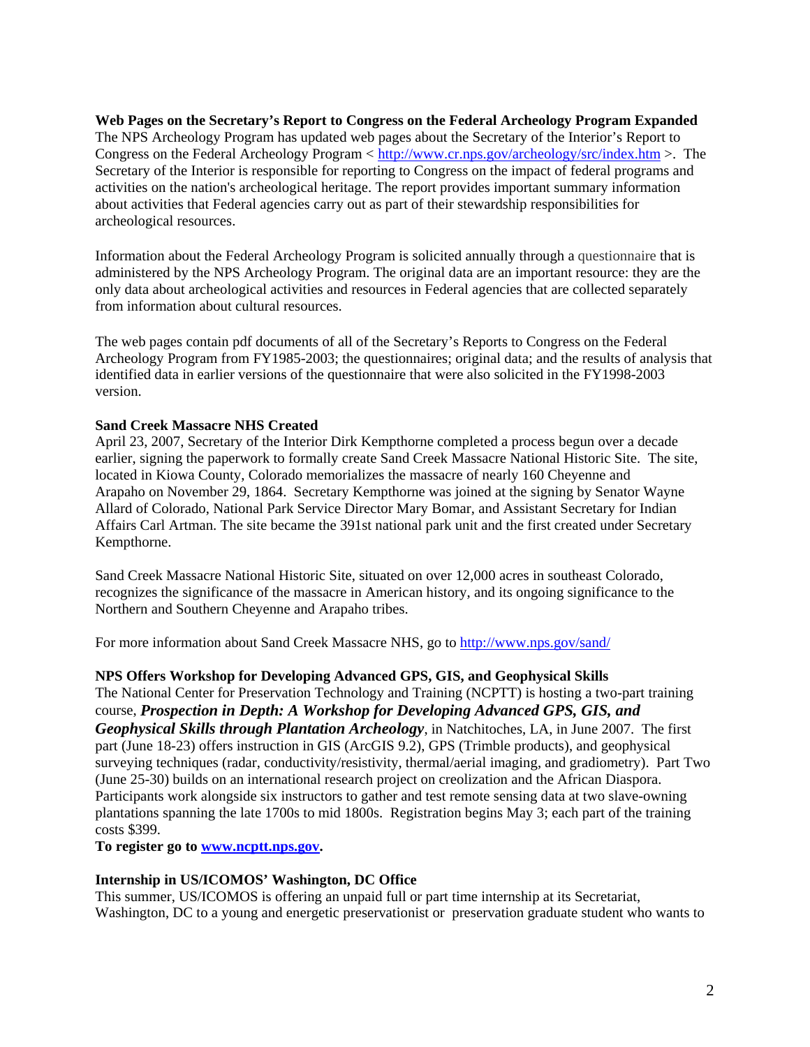**Web Pages on the Secretary's Report to Congress on the Federal Archeology Program Expanded**
The NPS Archeology Program has updated web pages about the Secretary of the Interior's Report to Congress on the Federal Archeology Program < http://www.cr.nps.gov/archeology/src/index.htm >. The Secretary of the Interior is responsible for reporting to Congress on the impact of federal programs and activities on the nation's archeological heritage. The report provides important summary information about activities that Federal agencies carry out as part of their stewardship responsibilities for archeological resources.

Information about the Federal Archeology Program is solicited annually through a questionnaire that is administered by the NPS Archeology Program. The original data are an important resource: they are the only data about archeological activities and resources in Federal agencies that are collected separately from information about cultural resources.

The web pages contain pdf documents of all of the Secretary's Reports to Congress on the Federal Archeology Program from FY1985-2003; the questionnaires; original data; and the results of analysis that identified data in earlier versions of the questionnaire that were also solicited in the FY1998-2003 version.

**Sand Creek Massacre NHS Created**
April 23, 2007, Secretary of the Interior Dirk Kempthorne completed a process begun over a decade earlier, signing the paperwork to formally create Sand Creek Massacre National Historic Site. The site, located in Kiowa County, Colorado memorializes the massacre of nearly 160 Cheyenne and Arapaho on November 29, 1864. Secretary Kempthorne was joined at the signing by Senator Wayne Allard of Colorado, National Park Service Director Mary Bomar, and Assistant Secretary for Indian Affairs Carl Artman. The site became the 391st national park unit and the first created under Secretary Kempthorne.

Sand Creek Massacre National Historic Site, situated on over 12,000 acres in southeast Colorado, recognizes the significance of the massacre in American history, and its ongoing significance to the Northern and Southern Cheyenne and Arapaho tribes.

For more information about Sand Creek Massacre NHS, go to http://www.nps.gov/sand/

**NPS Offers Workshop for Developing Advanced GPS, GIS, and Geophysical Skills**
The National Center for Preservation Technology and Training (NCPTT) is hosting a two-part training course, ***Prospection in Depth: A Workshop for Developing Advanced GPS, GIS, and Geophysical Skills through Plantation Archeology***, in Natchitoches, LA, in June 2007. The first part (June 18-23) offers instruction in GIS (ArcGIS 9.2), GPS (Trimble products), and geophysical surveying techniques (radar, conductivity/resistivity, thermal/aerial imaging, and gradiometry). Part Two (June 25-30) builds on an international research project on creolization and the African Diaspora. Participants work alongside six instructors to gather and test remote sensing data at two slave-owning plantations spanning the late 1700s to mid 1800s. Registration begins May 3; each part of the training costs $399.
**To register go to www.ncptt.nps.gov.**

**Internship in US/ICOMOS' Washington, DC Office**
This summer, US/ICOMOS is offering an unpaid full or part time internship at its Secretariat, Washington, DC to a young and energetic preservationist or preservation graduate student who wants to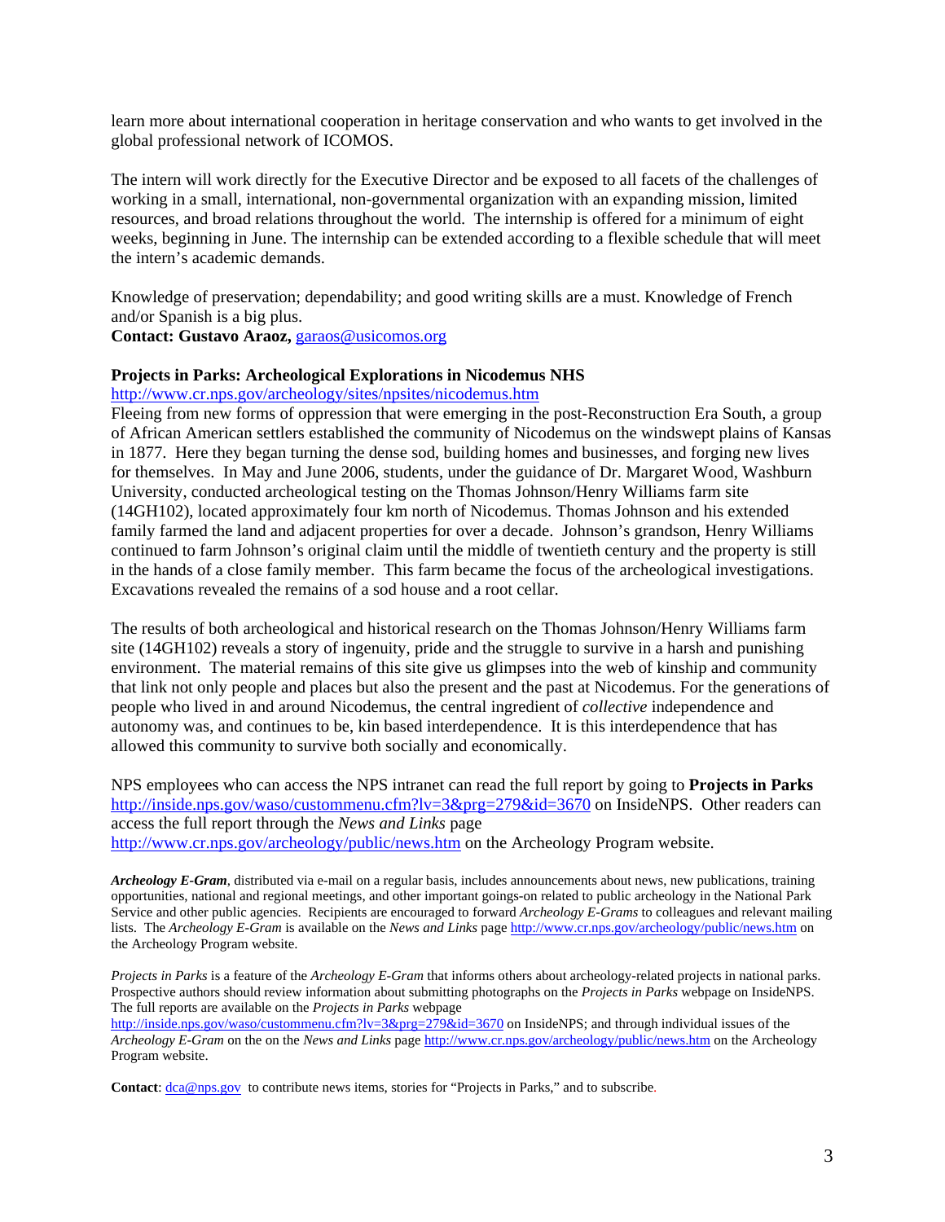learn more about international cooperation in heritage conservation and who wants to get involved in the global professional network of ICOMOS.

The intern will work directly for the Executive Director and be exposed to all facets of the challenges of working in a small, international, non-governmental organization with an expanding mission, limited resources, and broad relations throughout the world. The internship is offered for a minimum of eight weeks, beginning in June. The internship can be extended according to a flexible schedule that will meet the intern's academic demands.

Knowledge of preservation; dependability; and good writing skills are a must. Knowledge of French and/or Spanish is a big plus.
**Contact: Gustavo Araoz,** garaos@usicomos.org

**Projects in Parks: Archeological Explorations in Nicodemus NHS**
http://www.cr.nps.gov/archeology/sites/npsites/nicodemus.htm
Fleeing from new forms of oppression that were emerging in the post-Reconstruction Era South, a group of African American settlers established the community of Nicodemus on the windswept plains of Kansas in 1877. Here they began turning the dense sod, building homes and businesses, and forging new lives for themselves. In May and June 2006, students, under the guidance of Dr. Margaret Wood, Washburn University, conducted archeological testing on the Thomas Johnson/Henry Williams farm site (14GH102), located approximately four km north of Nicodemus. Thomas Johnson and his extended family farmed the land and adjacent properties for over a decade. Johnson's grandson, Henry Williams continued to farm Johnson's original claim until the middle of twentieth century and the property is still in the hands of a close family member. This farm became the focus of the archeological investigations. Excavations revealed the remains of a sod house and a root cellar.

The results of both archeological and historical research on the Thomas Johnson/Henry Williams farm site (14GH102) reveals a story of ingenuity, pride and the struggle to survive in a harsh and punishing environment. The material remains of this site give us glimpses into the web of kinship and community that link not only people and places but also the present and the past at Nicodemus. For the generations of people who lived in and around Nicodemus, the central ingredient of *collective* independence and autonomy was, and continues to be, kin based interdependence. It is this interdependence that has allowed this community to survive both socially and economically.

NPS employees who can access the NPS intranet can read the full report by going to **Projects in Parks** http://inside.nps.gov/waso/custommenu.cfm?lv=3&prg=279&id=3670 on InsideNPS. Other readers can access the full report through the *News and Links* page http://www.cr.nps.gov/archeology/public/news.htm on the Archeology Program website.

***Archeology E-Gram***, distributed via e-mail on a regular basis, includes announcements about news, new publications, training opportunities, national and regional meetings, and other important goings-on related to public archeology in the National Park Service and other public agencies. Recipients are encouraged to forward *Archeology E-Grams* to colleagues and relevant mailing lists. The *Archeology E-Gram* is available on the *News and Links* page http://www.cr.nps.gov/archeology/public/news.htm on the Archeology Program website.

*Projects in Parks* is a feature of the *Archeology E-Gram* that informs others about archeology-related projects in national parks. Prospective authors should review information about submitting photographs on the *Projects in Parks* webpage on InsideNPS. The full reports are available on the *Projects in Parks* webpage http://inside.nps.gov/waso/custommenu.cfm?lv=3&prg=279&id=3670 on InsideNPS; and through individual issues of the *Archeology E-Gram* on the on the *News and Links* page http://www.cr.nps.gov/archeology/public/news.htm on the Archeology Program website.

**Contact**: dca@nps.gov to contribute news items, stories for "Projects in Parks," and to subscribe.